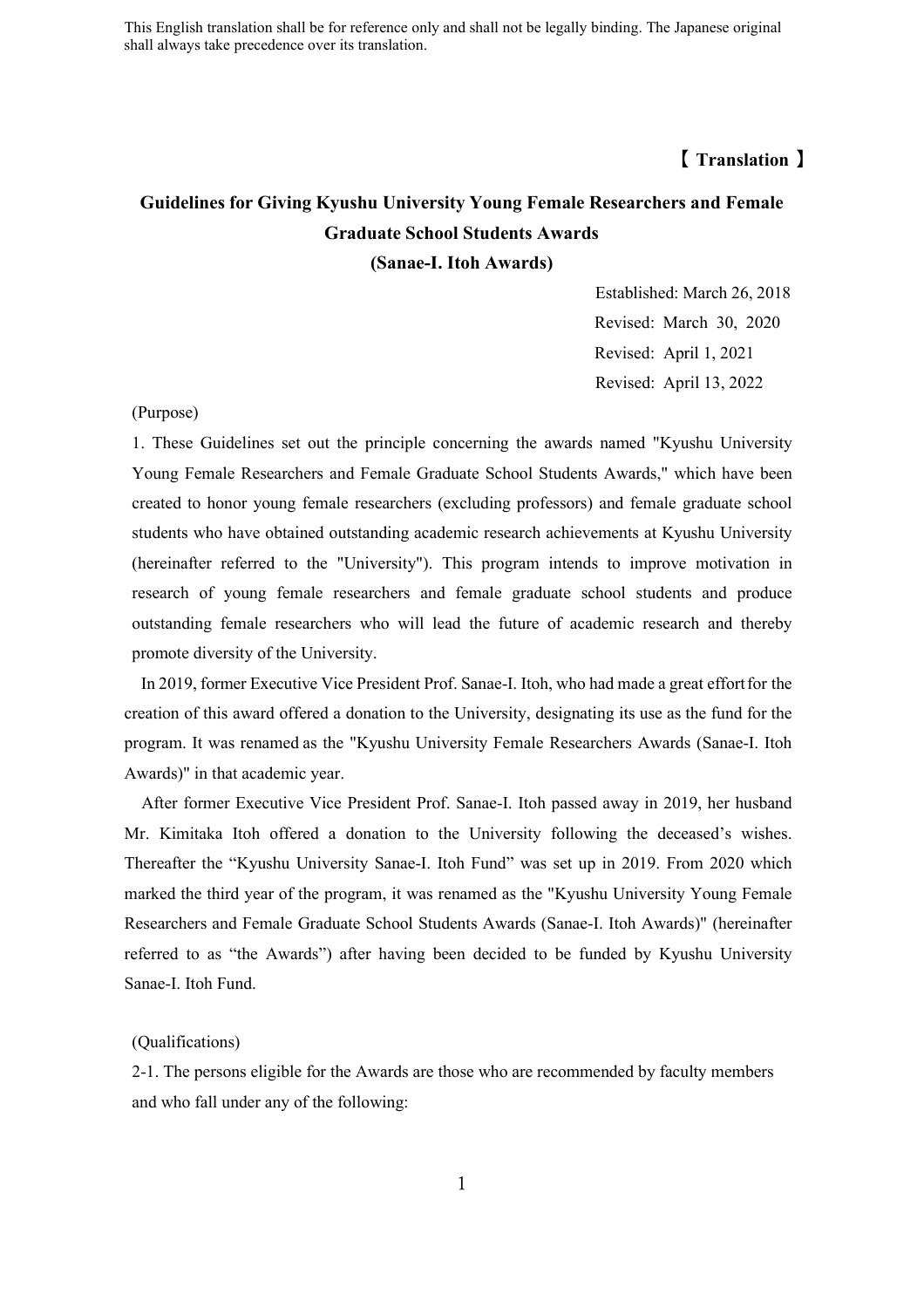This English translation shall be for reference only and shall not be legally binding. The Japanese original shall always take precedence over its translation.

**【 Translation 】**

# Guidelines for Giving Kyushu University Young Female Researchers and Female Graduate School Students Awards
## (Sanae-I. Itoh Awards)

Established: March 26, 2018
Revised: March 30, 2020
Revised: April 1, 2021
Revised: April 13, 2022

(Purpose)

1. These Guidelines set out the principle concerning the awards named "Kyushu University Young Female Researchers and Female Graduate School Students Awards," which have been created to honor young female researchers (excluding professors) and female graduate school students who have obtained outstanding academic research achievements at Kyushu University (hereinafter referred to the "University"). This program intends to improve motivation in research of young female researchers and female graduate school students and produce outstanding female researchers who will lead the future of academic research and thereby promote diversity of the University.

In 2019, former Executive Vice President Prof. Sanae-I. Itoh, who had made a great effort for the creation of this award offered a donation to the University, designating its use as the fund for the program. It was renamed as the "Kyushu University Female Researchers Awards (Sanae-I. Itoh Awards)" in that academic year.

After former Executive Vice President Prof. Sanae-I. Itoh passed away in 2019, her husband Mr. Kimitaka Itoh offered a donation to the University following the deceased's wishes. Thereafter the "Kyushu University Sanae-I. Itoh Fund" was set up in 2019. From 2020 which marked the third year of the program, it was renamed as the "Kyushu University Young Female Researchers and Female Graduate School Students Awards (Sanae-I. Itoh Awards)" (hereinafter referred to as "the Awards") after having been decided to be funded by Kyushu University Sanae-I. Itoh Fund.

(Qualifications)

2-1. The persons eligible for the Awards are those who are recommended by faculty members and who fall under any of the following: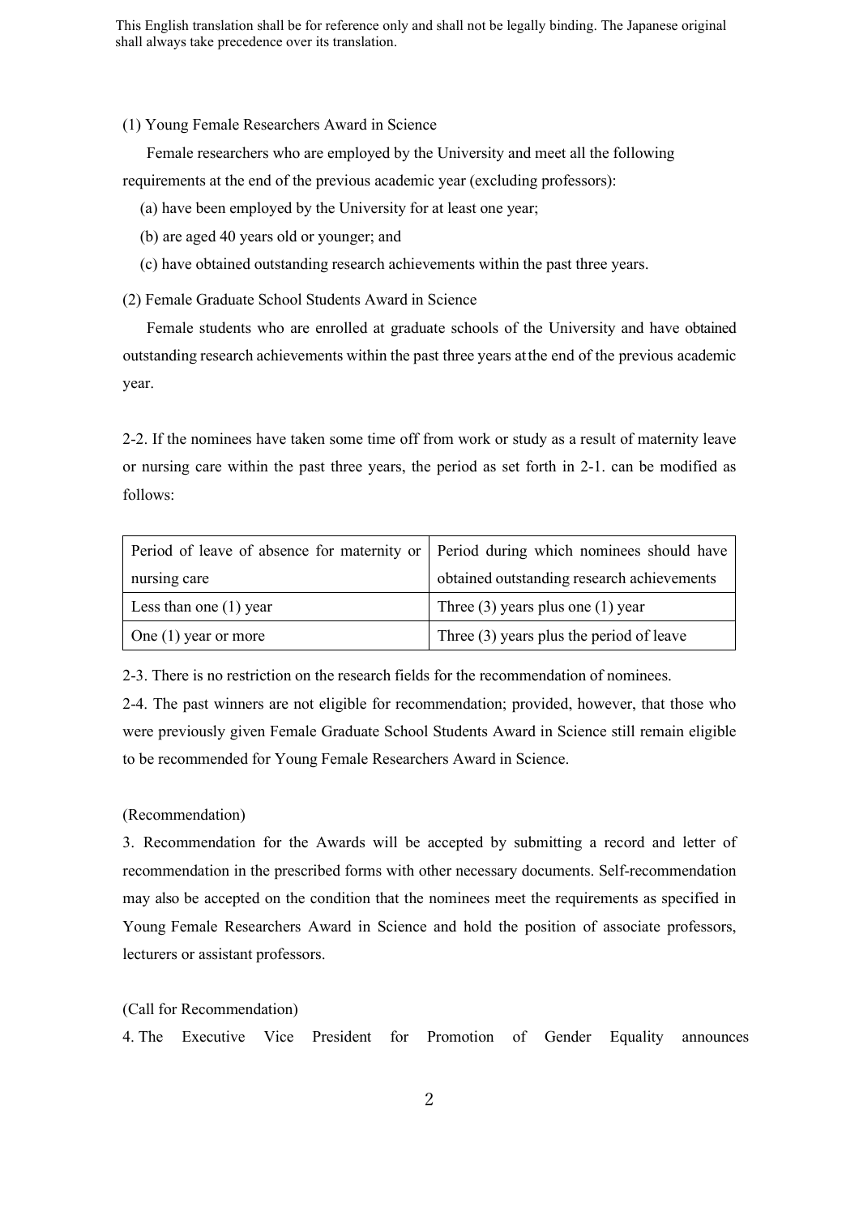This English translation shall be for reference only and shall not be legally binding. The Japanese original shall always take precedence over its translation.

(1) Young Female Researchers Award in Science

Female researchers who are employed by the University and meet all the following requirements at the end of the previous academic year (excluding professors):

(a) have been employed by the University for at least one year;

(b) are aged 40 years old or younger; and

(c) have obtained outstanding research achievements within the past three years.

(2) Female Graduate School Students Award in Science

Female students who are enrolled at graduate schools of the University and have obtained outstanding research achievements within the past three years at the end of the previous academic year.

2-2. If the nominees have taken some time off from work or study as a result of maternity leave or nursing care within the past three years, the period as set forth in 2-1. can be modified as follows:

| Period of leave of absence for maternity or nursing care | Period during which nominees should have obtained outstanding research achievements |
|---|---|
| Less than one (1) year | Three (3) years plus one (1) year |
| One (1) year or more | Three (3) years plus the period of leave |

2-3. There is no restriction on the research fields for the recommendation of nominees.

2-4. The past winners are not eligible for recommendation; provided, however, that those who were previously given Female Graduate School Students Award in Science still remain eligible to be recommended for Young Female Researchers Award in Science.

(Recommendation)

3. Recommendation for the Awards will be accepted by submitting a record and letter of recommendation in the prescribed forms with other necessary documents. Self-recommendation may also be accepted on the condition that the nominees meet the requirements as specified in Young Female Researchers Award in Science and hold the position of associate professors, lecturers or assistant professors.

(Call for Recommendation)

4. The Executive Vice President for Promotion of Gender Equality announces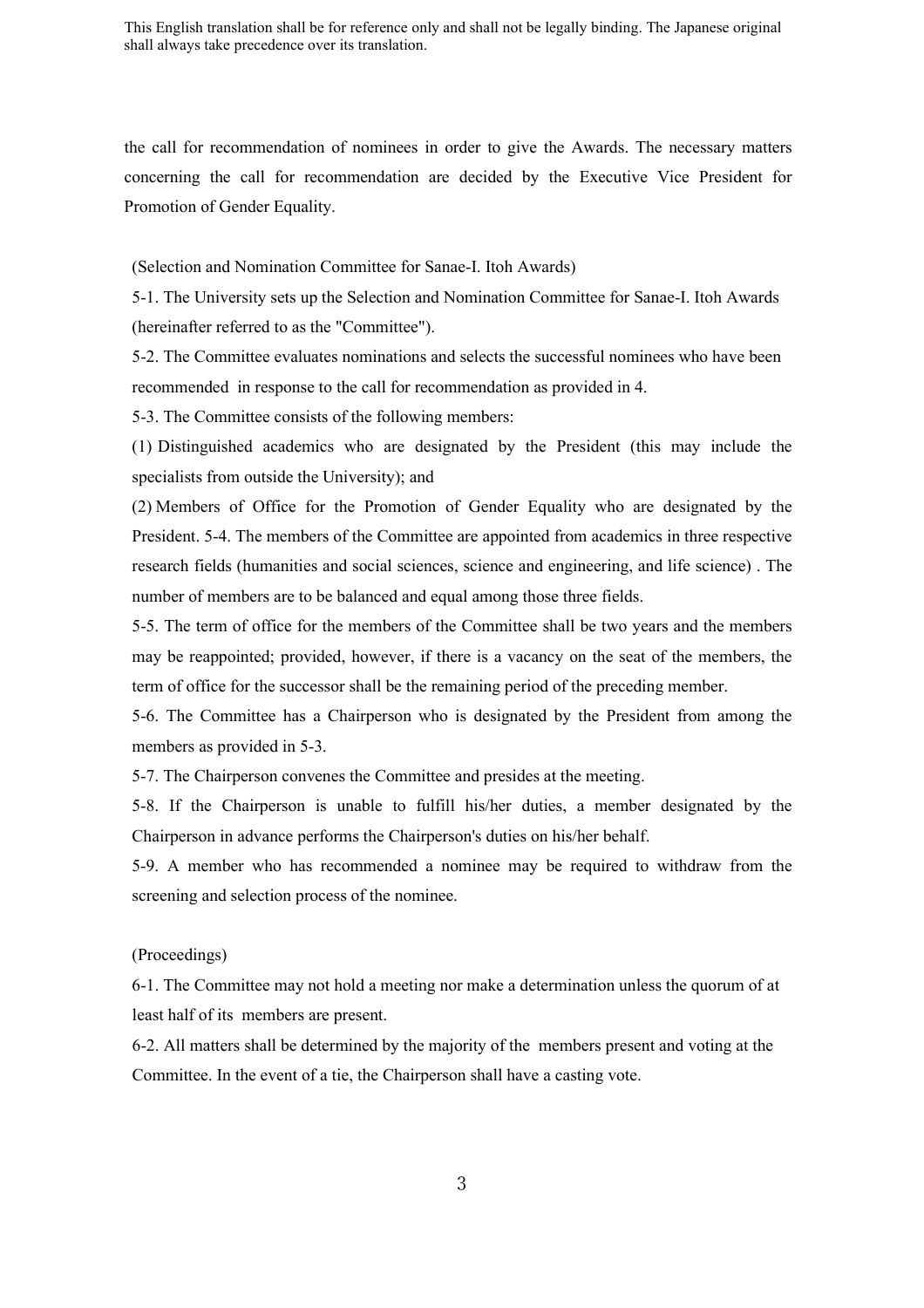This English translation shall be for reference only and shall not be legally binding. The Japanese original shall always take precedence over its translation.

the call for recommendation of nominees in order to give the Awards. The necessary matters concerning the call for recommendation are decided by the Executive Vice President for Promotion of Gender Equality.

(Selection and Nomination Committee for Sanae-I. Itoh Awards)

5-1. The University sets up the Selection and Nomination Committee for Sanae-I. Itoh Awards (hereinafter referred to as the "Committee").

5-2. The Committee evaluates nominations and selects the successful nominees who have been recommended in response to the call for recommendation as provided in 4.

5-3. The Committee consists of the following members:

(1) Distinguished academics who are designated by the President (this may include the specialists from outside the University); and

(2) Members of Office for the Promotion of Gender Equality who are designated by the President. 5-4. The members of the Committee are appointed from academics in three respective research fields (humanities and social sciences, science and engineering, and life science) . The number of members are to be balanced and equal among those three fields.

5-5. The term of office for the members of the Committee shall be two years and the members may be reappointed; provided, however, if there is a vacancy on the seat of the members, the term of office for the successor shall be the remaining period of the preceding member.

5-6. The Committee has a Chairperson who is designated by the President from among the members as provided in 5-3.

5-7. The Chairperson convenes the Committee and presides at the meeting.

5-8. If the Chairperson is unable to fulfill his/her duties, a member designated by the Chairperson in advance performs the Chairperson's duties on his/her behalf.

5-9. A member who has recommended a nominee may be required to withdraw from the screening and selection process of the nominee.

(Proceedings)

6-1. The Committee may not hold a meeting nor make a determination unless the quorum of at least half of its members are present.

6-2. All matters shall be determined by the majority of the members present and voting at the Committee. In the event of a tie, the Chairperson shall have a casting vote.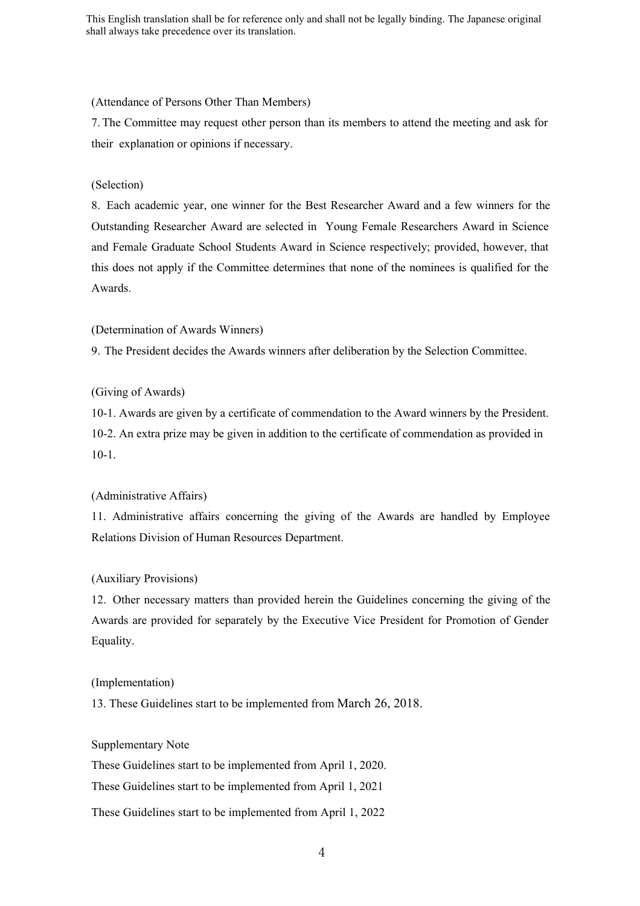This English translation shall be for reference only and shall not be legally binding. The Japanese original shall always take precedence over its translation.

(Attendance of Persons Other Than Members)

7. The Committee may request other person than its members to attend the meeting and ask for their explanation or opinions if necessary.

(Selection)

8. Each academic year, one winner for the Best Researcher Award and a few winners for the Outstanding Researcher Award are selected in Young Female Researchers Award in Science and Female Graduate School Students Award in Science respectively; provided, however, that this does not apply if the Committee determines that none of the nominees is qualified for the Awards.

(Determination of Awards Winners)

9. The President decides the Awards winners after deliberation by the Selection Committee.

(Giving of Awards)

10-1. Awards are given by a certificate of commendation to the Award winners by the President.

10-2. An extra prize may be given in addition to the certificate of commendation as provided in 10-1.

(Administrative Affairs)

11. Administrative affairs concerning the giving of the Awards are handled by Employee Relations Division of Human Resources Department.

(Auxiliary Provisions)

12. Other necessary matters than provided herein the Guidelines concerning the giving of the Awards are provided for separately by the Executive Vice President for Promotion of Gender Equality.

(Implementation)

13. These Guidelines start to be implemented from March 26, 2018.

Supplementary Note

These Guidelines start to be implemented from April 1, 2020.

These Guidelines start to be implemented from April 1, 2021

These Guidelines start to be implemented from April 1, 2022